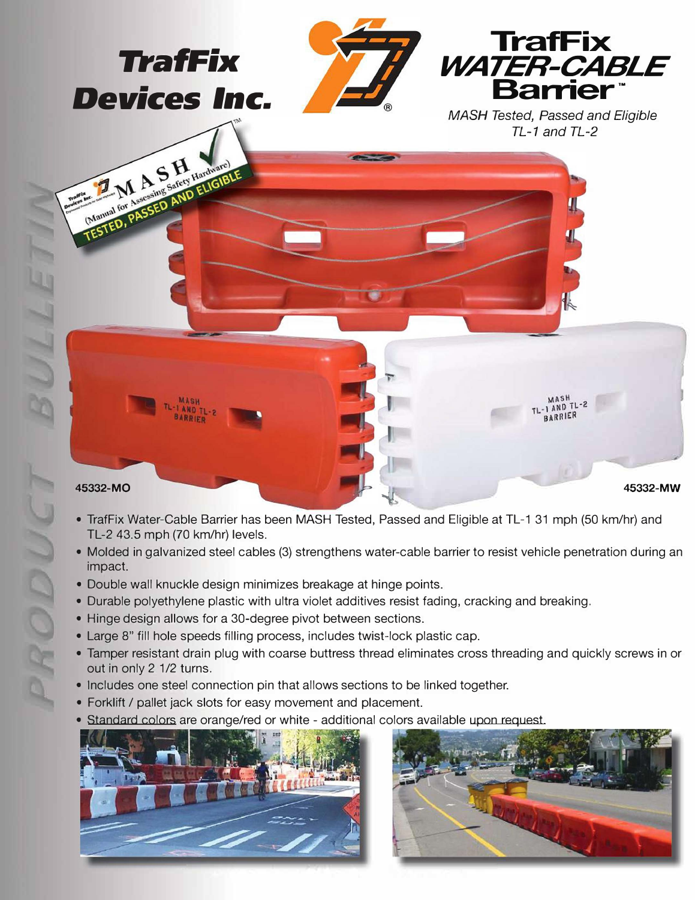# TrafFix Devices Inc.

# TrafFix WATER-CABLE Barrier™

*MASH Tested, Passed and Eligible TL-1 and TL-2*

MASH (Manual for Assessing Safety Hardware) TESTED, PASSED AND ELIGIBLE™

45332-MO

45332-MW

- TrafFix Water-Cable Barrier has been MASH Tested, Passed and Eligible at TL-1 31 mph (50 km/hr) and TL-2 43.5 mph (70 km/hr) levels.
- Molded in galvanized steel cables (3) strengthens water-cable barrier to resist vehicle penetration during an impact.
- Double wall knuckle design minimizes breakage at hinge points.
- Durable polyethylene plastic with ultra violet additives resist fading, cracking and breaking.
- Hinge design allows for a 30-degree pivot between sections.
- Large 8" fill hole speeds filling process, includes twist-lock plastic cap.
- Tamper resistant drain plug with coarse buttress thread eliminates cross threading and quickly screws in or out in only 2 1/2 turns.
- Includes one steel connection pin that allows sections to be linked together.
- Forklift / pallet jack slots for easy movement and placement.
- Standard colors are orange/red or white - additional colors available upon request.

PRODUCT BULLETIN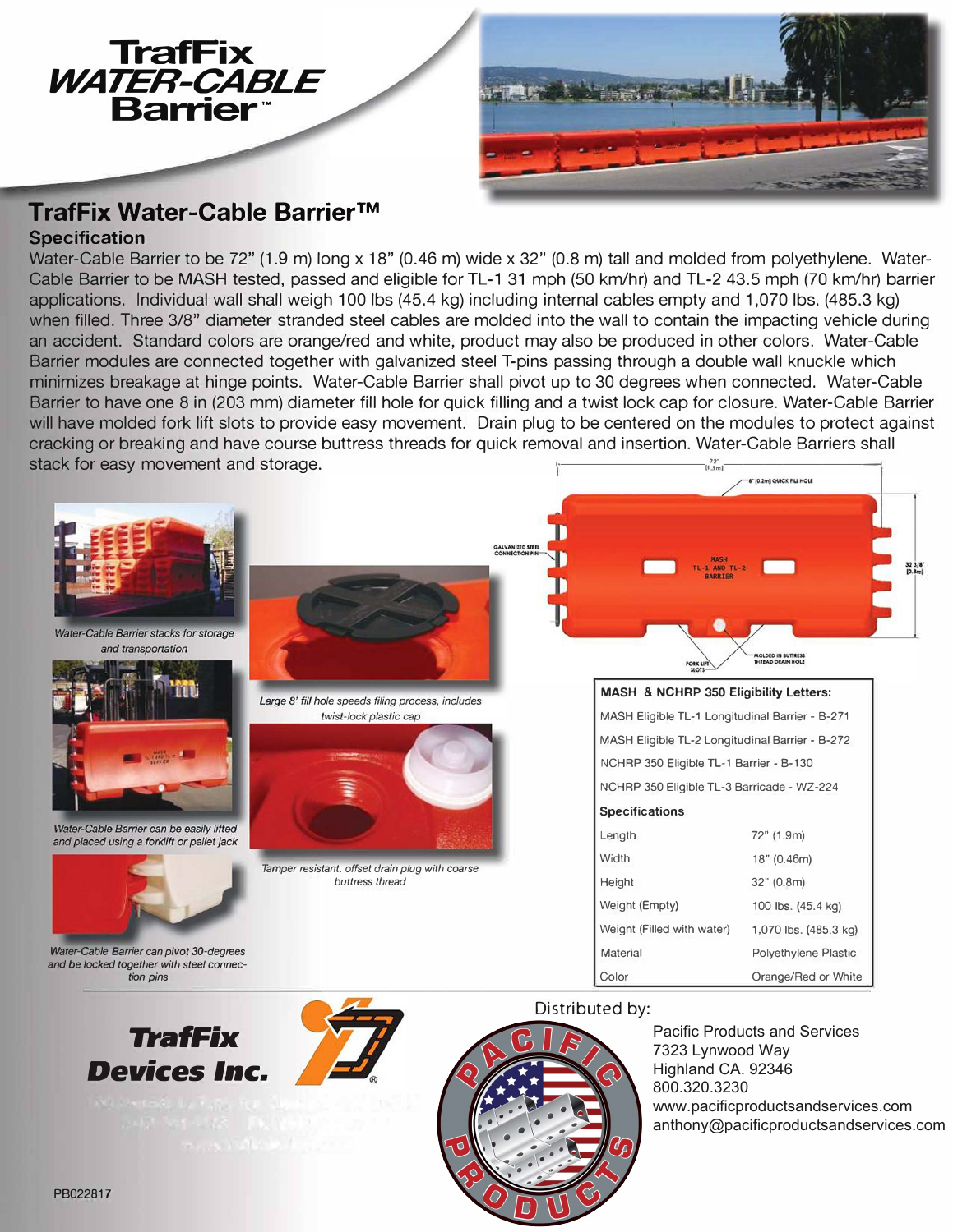# TrafFix WATER-CABLE Barrier™

## TrafFix Water-Cable Barrier™

### Specification

Water-Cable Barrier to be 72" (1.9 m) long x 18" (0.46 m) wide x 32" (0.8 m) tall and molded from polyethylene. Water-Cable Barrier to be MASH tested, passed and eligible for TL-1 31 mph (50 km/hr) and TL-2 43.5 mph (70 km/hr) barrier applications. Individual wall shall weigh 100 lbs (45.4 kg) including internal cables empty and 1,070 lbs. (485.3 kg) when filled. Three 3/8" diameter stranded steel cables are molded into the wall to contain the impacting vehicle during an accident. Standard colors are orange/red and white, product may also be produced in other colors. Water-Cable Barrier modules are connected together with galvanized steel T-pins passing through a double wall knuckle which minimizes breakage at hinge points. Water-Cable Barrier shall pivot up to 30 degrees when connected. Water-Cable Barrier to have one 8 in (203 mm) diameter fill hole for quick filling and a twist lock cap for closure. Water-Cable Barrier will have molded fork lift slots to provide easy movement. Drain plug to be centered on the modules to protect against cracking or breaking and have course buttress threads for quick removal and insertion. Water-Cable Barriers shall stack for easy movement and storage.

*Water-Cable Barrier stacks for storage and transportation*

*Large 8' fill hole speeds filing process, includes twist-lock plastic cap*

*Water-Cable Barrier can be easily lifted and placed using a forklift or pallet jack*

*Tamper resistant, offset drain plug with coarse buttress thread*

*Water-Cable Barrier can pivot 30-degrees and be locked together with steel connection pins*

72" [1.9m]
8" [0.2m] QUICK FILL HOLE
GALVANIZED STEEL CONNECTION PIN
MASH TL-1 AND TL-2 BARRIER
32 3/8" [0.8m]
FORK LIFT SLOTS
MOLDED IN BUTTRESS THREAD DRAIN HOLE

| | |
|---|---|
| **MASH & NCHRP 350 Eligibility Letters:** | |
| MASH Eligible TL-1 Longitudinal Barrier - B-271 | |
| MASH Eligible TL-2 Longitudinal Barrier - B-272 | |
| NCHRP 350 Eligible TL-1 Barrier - B-130 | |
| NCHRP 350 Eligible TL-3 Barricade - WZ-224 | |
| **Specifications** | |
| Length | 72" (1.9m) |
| Width | 18" (0.46m) |
| Height | 32" (0.8m) |
| Weight (Empty) | 100 lbs. (45.4 kg) |
| Weight (Filled with water) | 1,070 lbs. (485.3 kg) |
| Material | Polyethylene Plastic |
| Color | Orange/Red or White |

**TrafFix Devices Inc.**

Distributed by:

PACIFIC PRODUCTS

Pacific Products and Services
7323 Lynwood Way
Highland CA. 92346
800.320.3230
www.pacificproductsandservices.com
anthony@pacificproductsandservices.com

PB022817